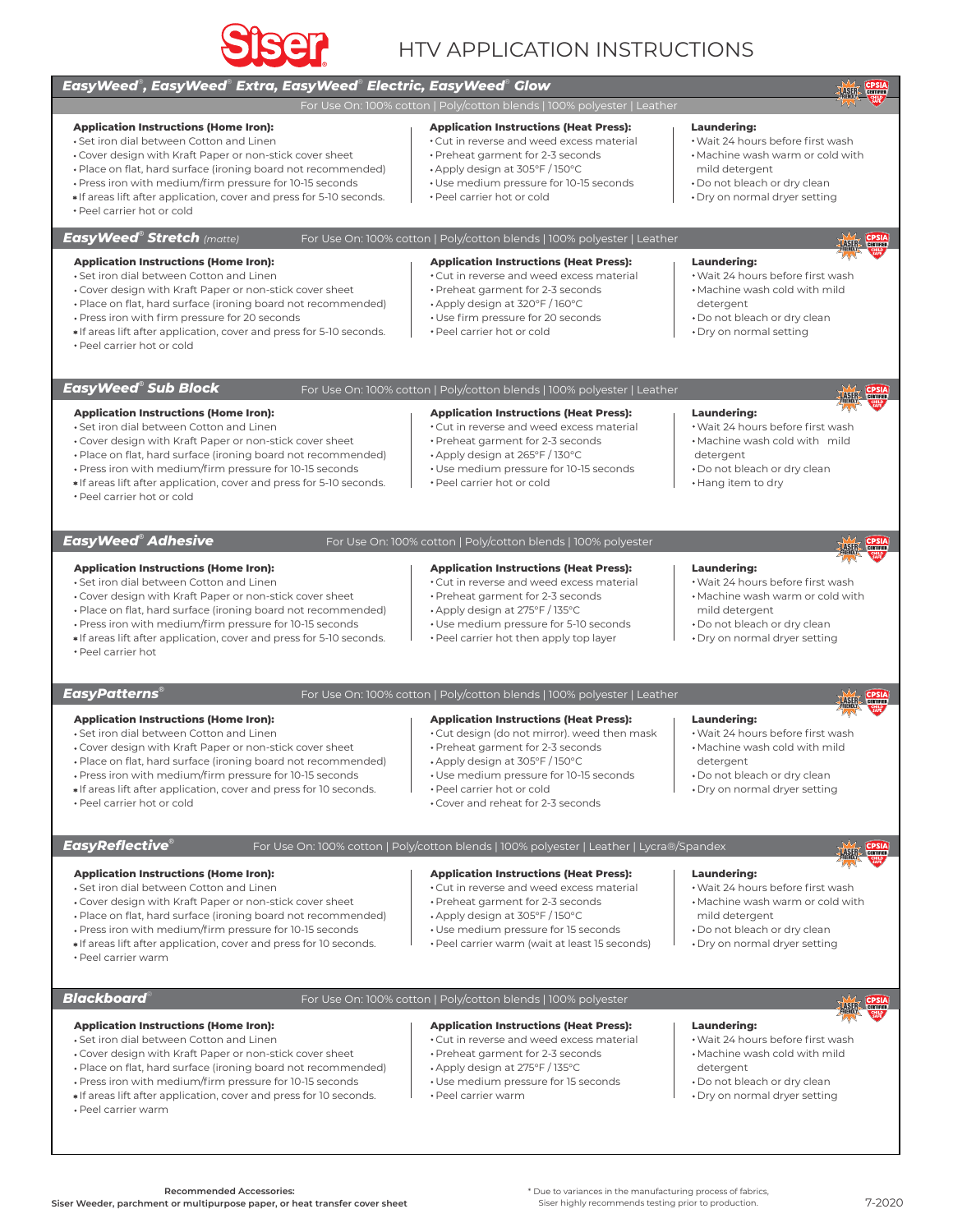# Siser HTV APPLICATION INSTRUCTIONS

## *EasyWeed®, EasyWeed® Extra, EasyWeed® Electric, EasyWeed® Glow*

For Use On: 100% cotton | Poly/cotton blends | 100% polyester | Leather

**Application Instructions (Home Iron):**
- Set iron dial between Cotton and Linen
- Cover design with Kraft Paper or non-stick cover sheet
- Place on flat, hard surface (ironing board not recommended)
- Press iron with medium/firm pressure for 10-15 seconds
- If areas lift after application, cover and press for 5-10 seconds.
- Peel carrier hot or cold

**Application Instructions (Heat Press):**
- Cut in reverse and weed excess material
- Preheat garment for 2-3 seconds
- Apply design at 305°F / 150°C
- Use medium pressure for 10-15 seconds
- Peel carrier hot or cold

**Laundering:**
- Wait 24 hours before first wash
- Machine wash warm or cold with mild detergent
- Do not bleach or dry clean
- Dry on normal dryer setting

## *EasyWeed® Stretch* (matte)

For Use On: 100% cotton | Poly/cotton blends | 100% polyester | Leather

**Application Instructions (Home Iron):**
- Set iron dial between Cotton and Linen
- Cover design with Kraft Paper or non-stick cover sheet
- Place on flat, hard surface (ironing board not recommended)
- Press iron with firm pressure for 20 seconds
- If areas lift after application, cover and press for 5-10 seconds.
- Peel carrier hot or cold

**Application Instructions (Heat Press):**
- Cut in reverse and weed excess material
- Preheat garment for 2-3 seconds
- Apply design at 320°F / 160°C
- Use firm pressure for 20 seconds
- Peel carrier hot or cold

**Laundering:**
- Wait 24 hours before first wash
- Machine wash cold with mild detergent
- Do not bleach or dry clean
- Dry on normal setting

## *EasyWeed® Sub Block*

For Use On: 100% cotton | Poly/cotton blends | 100% polyester | Leather

**Application Instructions (Home Iron):**
- Set iron dial between Cotton and Linen
- Cover design with Kraft Paper or non-stick cover sheet
- Place on flat, hard surface (ironing board not recommended)
- Press iron with medium/firm pressure for 10-15 seconds
- If areas lift after application, cover and press for 5-10 seconds.
- Peel carrier hot or cold

**Application Instructions (Heat Press):**
- Cut in reverse and weed excess material
- Preheat garment for 2-3 seconds
- Apply design at 265°F / 130°C
- Use medium pressure for 10-15 seconds
- Peel carrier hot or cold

**Laundering:**
- Wait 24 hours before first wash
- Machine wash cold with mild detergent
- Do not bleach or dry clean
- Hang item to dry

## *EasyWeed® Adhesive*

For Use On: 100% cotton | Poly/cotton blends | 100% polyester

**Application Instructions (Home Iron):**
- Set iron dial between Cotton and Linen
- Cover design with Kraft Paper or non-stick cover sheet
- Place on flat, hard surface (ironing board not recommended)
- Press iron with medium/firm pressure for 10-15 seconds
- If areas lift after application, cover and press for 5-10 seconds.
- Peel carrier hot

**Application Instructions (Heat Press):**
- Cut in reverse and weed excess material
- Preheat garment for 2-3 seconds
- Apply design at 275°F / 135°C
- Use medium pressure for 5-10 seconds
- Peel carrier hot then apply top layer

**Laundering:**
- Wait 24 hours before first wash
- Machine wash warm or cold with mild detergent
- Do not bleach or dry clean
- Dry on normal dryer setting

## *EasyPatterns®*

For Use On: 100% cotton | Poly/cotton blends | 100% polyester | Leather

**Application Instructions (Home Iron):**
- Set iron dial between Cotton and Linen
- Cover design with Kraft Paper or non-stick cover sheet
- Place on flat, hard surface (ironing board not recommended)
- Press iron with medium/firm pressure for 10-15 seconds
- If areas lift after application, cover and press for 10 seconds.
- Peel carrier hot or cold

**Application Instructions (Heat Press):**
- Cut design (do not mirror). weed then mask
- Preheat garment for 2-3 seconds
- Apply design at 305°F / 150°C
- Use medium pressure for 10-15 seconds
- Peel carrier hot or cold
- Cover and reheat for 2-3 seconds

**Laundering:**
- Wait 24 hours before first wash
- Machine wash cold with mild detergent
- Do not bleach or dry clean
- Dry on normal dryer setting

## *EasyReflective®*

For Use On: 100% cotton | Poly/cotton blends | 100% polyester | Leather | Lycra®/Spandex

**Application Instructions (Home Iron):**
- Set iron dial between Cotton and Linen
- Cover design with Kraft Paper or non-stick cover sheet
- Place on flat, hard surface (ironing board not recommended)
- Press iron with medium/firm pressure for 10-15 seconds
- If areas lift after application, cover and press for 10 seconds.
- Peel carrier warm

**Application Instructions (Heat Press):**
- Cut in reverse and weed excess material
- Preheat garment for 2-3 seconds
- Apply design at 305°F / 150°C
- Use medium pressure for 15 seconds
- Peel carrier warm (wait at least 15 seconds)

**Laundering:**
- Wait 24 hours before first wash
- Machine wash warm or cold with mild detergent
- Do not bleach or dry clean
- Dry on normal dryer setting

## *Blackboard®*

For Use On: 100% cotton | Poly/cotton blends | 100% polyester

**Application Instructions (Home Iron):**
- Set iron dial between Cotton and Linen
- Cover design with Kraft Paper or non-stick cover sheet
- Place on flat, hard surface (ironing board not recommended)
- Press iron with medium/firm pressure for 10-15 seconds
- If areas lift after application, cover and press for 10 seconds.
- Peel carrier warm

**Application Instructions (Heat Press):**
- Cut in reverse and weed excess material
- Preheat garment for 2-3 seconds
- Apply design at 275°F / 135°C
- Use medium pressure for 15 seconds
- Peel carrier warm

**Laundering:**
- Wait 24 hours before first wash
- Machine wash cold with mild detergent
- Do not bleach or dry clean
- Dry on normal dryer setting

**Recommended Accessories:**
**Siser Weeder, parchment or multipurpose paper, or heat transfer cover sheet**

* Due to variances in the manufacturing process of fabrics, Siser highly recommends testing prior to production.

7-2020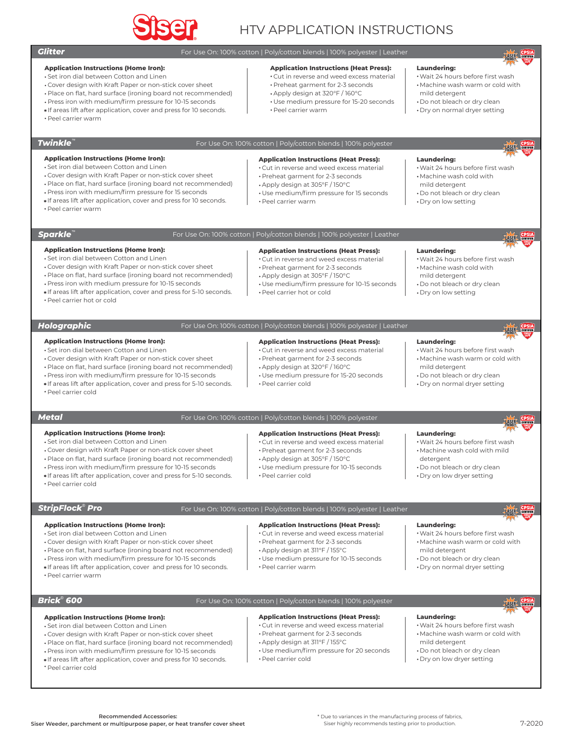Siser

# HTV APPLICATION INSTRUCTIONS

## Glitter

For Use On: 100% cotton | Poly/cotton blends | 100% polyester | Leather

**Application Instructions (Home Iron):**

- Set iron dial between Cotton and Linen
- Cover design with Kraft Paper or non-stick cover sheet
- Place on flat, hard surface (ironing board not recommended)
- Press iron with medium/firm pressure for 10-15 seconds
- *If areas lift after application, cover and press for 10 seconds.
- Peel carrier warm

**Application Instructions (Heat Press):**

- Cut in reverse and weed excess material
- Preheat garment for 2-3 seconds
- Apply design at 320°F / 160°C
- Use medium pressure for 15-20 seconds
- Peel carrier warm

**Laundering:**

- Wait 24 hours before first wash
- Machine wash warm or cold with mild detergent
- Do not bleach or dry clean
- Dry on normal dryer setting

## Twinkle™

For Use On: 100% cotton | Poly/cotton blends | 100% polyester

**Application Instructions (Home Iron):**

- Set iron dial between Cotton and Linen
- Cover design with Kraft Paper or non-stick cover sheet
- Place on flat, hard surface (ironing board not recommended)
- Press iron with medium/firm pressure for 15 seconds
- *If areas lift after application, cover and press for 10 seconds.
- Peel carrier warm

**Application Instructions (Heat Press):**

- Cut in reverse and weed excess material
- Preheat garment for 2-3 seconds
- Apply design at 305°F / 150°C
- Use medium/firm pressure for 15 seconds
- Peel carrier warm

**Laundering:**

- Wait 24 hours before first wash
- Machine wash cold with mild detergent
- Do not bleach or dry clean
- Dry on low setting

## Sparkle™

For Use On: 100% cotton | Poly/cotton blends | 100% polyester | Leather

**Application Instructions (Home Iron):**

- Set iron dial between Cotton and Linen
- Cover design with Kraft Paper or non-stick cover sheet
- Place on flat, hard surface (ironing board not recommended)
- Press iron with medium pressure for 10-15 seconds
- *If areas lift after application, cover and press for 5-10 seconds.
- Peel carrier hot or cold

**Application Instructions (Heat Press):**

- Cut in reverse and weed excess material
- Preheat garment for 2-3 seconds
- Apply design at 305°F / 150°C
- Use medium/firm pressure for 10-15 seconds
- Peel carrier hot or cold

**Laundering:**

- Wait 24 hours before first wash
- Machine wash cold with mild detergent
- Do not bleach or dry clean
- Dry on low setting

## Holographic

For Use On: 100% cotton | Poly/cotton blends | 100% polyester | Leather

**Application Instructions (Home Iron):**

- Set iron dial between Cotton and Linen
- Cover design with Kraft Paper or non-stick cover sheet
- Place on flat, hard surface (ironing board not recommended)
- Press iron with medium/firm pressure for 10-15 seconds
- *If areas lift after application, cover and press for 5-10 seconds.
- Peel carrier cold

**Application Instructions (Heat Press):**

- Cut in reverse and weed excess material
- Preheat garment for 2-3 seconds
- Apply design at 320°F / 160°C
- Use medium pressure for 15-20 seconds
- Peel carrier cold

**Laundering:**

- Wait 24 hours before first wash
- Machine wash warm or cold with mild detergent
- Do not bleach or dry clean
- Dry on normal dryer setting

## Metal

For Use On: 100% cotton | Poly/cotton blends | 100% polyester

**Application Instructions (Home Iron):**

- Set iron dial between Cotton and Linen
- Cover design with Kraft Paper or non-stick cover sheet
- Place on flat, hard surface (ironing board not recommended)
- Press iron with medium/firm pressure for 10-15 seconds
- *If areas lift after application, cover and press for 5-10 seconds.
- Peel carrier cold

**Application Instructions (Heat Press):**

- Cut in reverse and weed excess material
- Preheat garment for 2-3 seconds
- Apply design at 305°F / 150°C
- Use medium pressure for 10-15 seconds
- Peel carrier cold

**Laundering:**

- Wait 24 hours before first wash
- Machine wash cold with mild detergent
- Do not bleach or dry clean
- Dry on low dryer setting

## StripFlock® Pro

For Use On: 100% cotton | Poly/cotton blends | 100% polyester | Leather

**Application Instructions (Home Iron):**

- Set iron dial between Cotton and Linen
- Cover design with Kraft Paper or non-stick cover sheet
- Place on flat, hard surface (ironing board not recommended)
- Press iron with medium/firm pressure for 10-15 seconds
- *If areas lift after application, cover and press for 10 seconds.
- Peel carrier warm

**Application Instructions (Heat Press):**

- Cut in reverse and weed excess material
- Preheat garment for 2-3 seconds
- Apply design at 311°F / 155°C
- Use medium pressure for 10-15 seconds
- Peel carrier warm

**Laundering:**

- Wait 24 hours before first wash
- Machine wash warm or cold with mild detergent
- Do not bleach or dry clean
- Dry on normal dryer setting

## Brick® 600

For Use On: 100% cotton | Poly/cotton blends | 100% polyester

**Application Instructions (Home Iron):**

- Set iron dial between Cotton and Linen
- Cover design with Kraft Paper or non-stick cover sheet
- Place on flat, hard surface (ironing board not recommended)
- Press iron with medium/firm pressure for 10-15 seconds
- *If areas lift after application, cover and press for 10 seconds.
- Peel carrier cold

**Application Instructions (Heat Press):**

- Cut in reverse and weed excess material
- Preheat garment for 2-3 seconds
- Apply design at 311°F / 155°C
- Use medium/firm pressure for 20 seconds
- Peel carrier cold

**Laundering:**

- Wait 24 hours before first wash
- Machine wash warm or cold with mild detergent
- Do not bleach or dry clean
- Dry on low dryer setting

**Recommended Accessories:**
**Siser Weeder, parchment or multipurpose paper, or heat transfer cover sheet**

* Due to variances in the manufacturing process of fabrics, Siser highly recommends testing prior to production.

7-2020